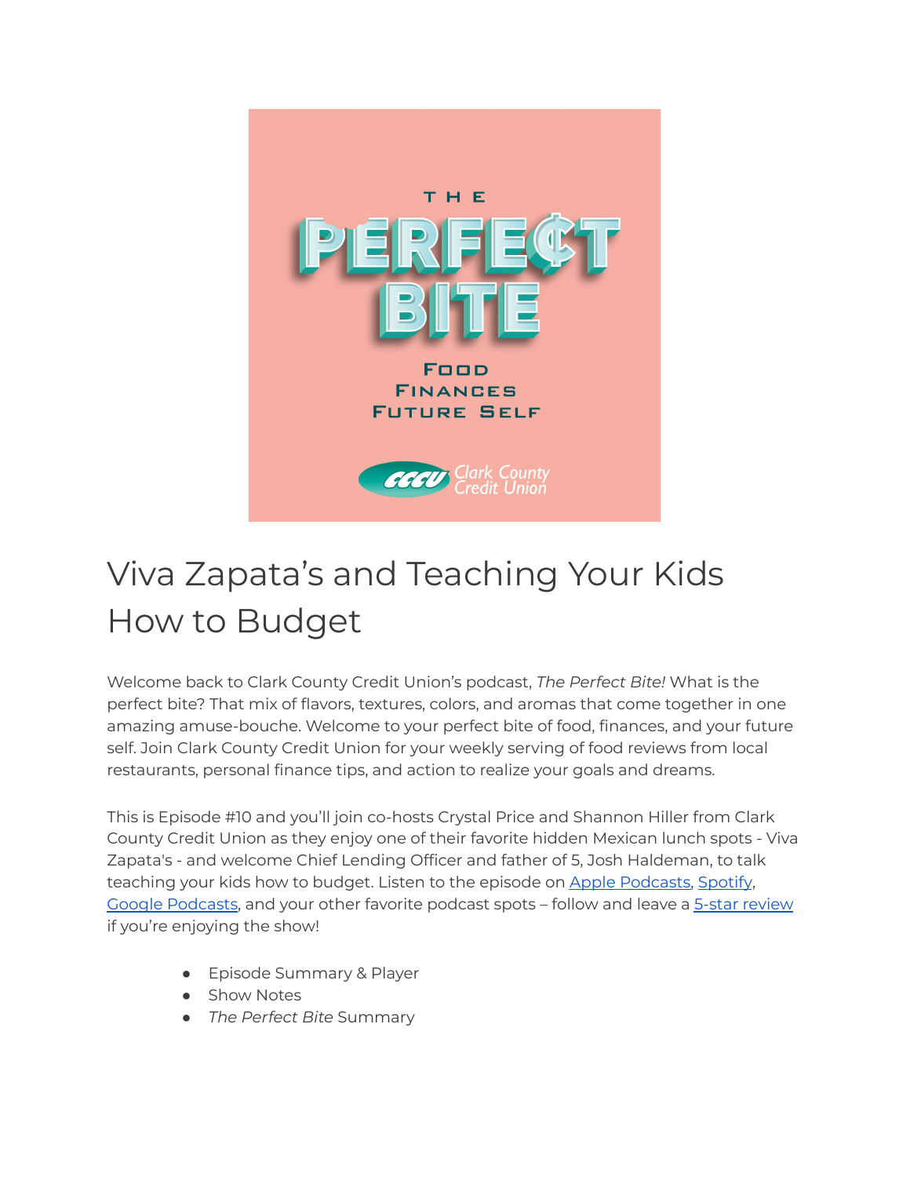# Viva Zapata's and Teaching Your Kids How to Budget

Welcome back to Clark County Credit Union's podcast, *The Perfect Bite!* What is the perfect bite? That mix of flavors, textures, colors, and aromas that come together in one amazing amuse-bouche. Welcome to your perfect bite of food, finances, and your future self. Join Clark County Credit Union for your weekly serving of food reviews from local restaurants, personal finance tips, and action to realize your goals and dreams.

This is Episode #10 and you'll join co-hosts Crystal Price and Shannon Hiller from Clark County Credit Union as they enjoy one of their favorite hidden Mexican lunch spots - Viva Zapata's - and welcome Chief Lending Officer and father of 5, Josh Haldeman, to talk teaching your kids how to budget. Listen to the episode on Apple Podcasts, Spotify, Google Podcasts, and your other favorite podcast spots – follow and leave a 5-star review if you're enjoying the show!

- Episode Summary & Player
- Show Notes
- *The Perfect Bite* Summary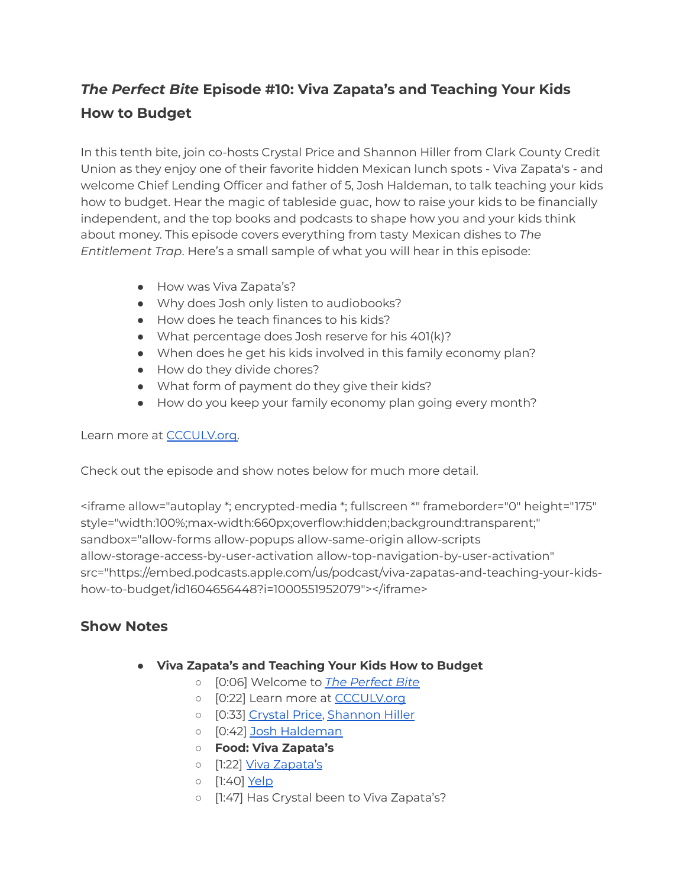## *The Perfect Bite* Episode #10: Viva Zapata's and Teaching Your Kids How to Budget

In this tenth bite, join co-hosts Crystal Price and Shannon Hiller from Clark County Credit Union as they enjoy one of their favorite hidden Mexican lunch spots - Viva Zapata's - and welcome Chief Lending Officer and father of 5, Josh Haldeman, to talk teaching your kids how to budget. Hear the magic of tableside guac, how to raise your kids to be financially independent, and the top books and podcasts to shape how you and your kids think about money. This episode covers everything from tasty Mexican dishes to *The Entitlement Trap*. Here's a small sample of what you will hear in this episode:

- How was Viva Zapata's?
- Why does Josh only listen to audiobooks?
- How does he teach finances to his kids?
- What percentage does Josh reserve for his 401(k)?
- When does he get his kids involved in this family economy plan?
- How do they divide chores?
- What form of payment do they give their kids?
- How do you keep your family economy plan going every month?

Learn more at [CCCULV.org](CCCULV.org).

Check out the episode and show notes below for much more detail.

<iframe allow="autoplay *; encrypted-media *; fullscreen *" frameborder="0" height="175" style="width:100%;max-width:660px;overflow:hidden;background:transparent;" sandbox="allow-forms allow-popups allow-same-origin allow-scripts allow-storage-access-by-user-activation allow-top-navigation-by-user-activation" src="https://embed.podcasts.apple.com/us/podcast/viva-zapatas-and-teaching-your-kids-how-to-budget/id1604656448?i=1000551952079"></iframe>

### Show Notes

- **Viva Zapata's and Teaching Your Kids How to Budget**
  - [0:06] Welcome to *The Perfect Bite*
  - [0:22] Learn more at CCCULV.org
  - [0:33] Crystal Price, Shannon Hiller
  - [0:42] Josh Haldeman
  - **Food: Viva Zapata's**
  - [1:22] Viva Zapata's
  - [1:40] Yelp
  - [1:47] Has Crystal been to Viva Zapata's?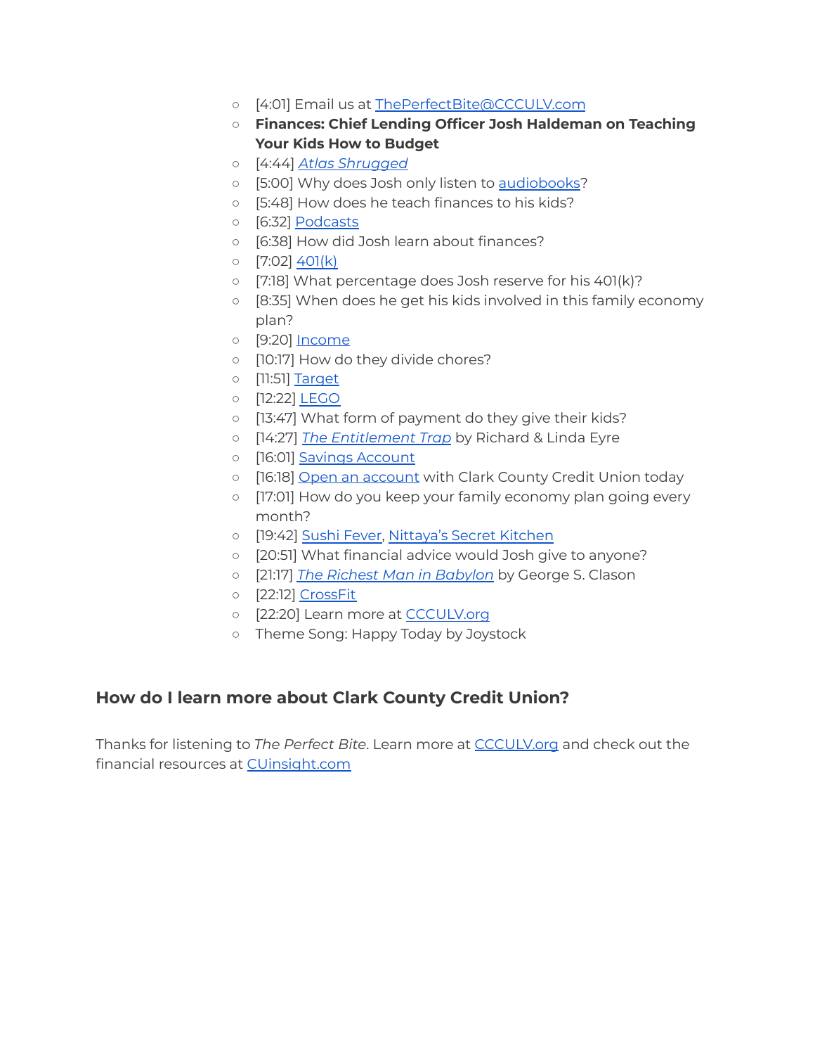- [4:01] Email us at ThePerfectBite@CCCULV.com
- **Finances: Chief Lending Officer Josh Haldeman on Teaching Your Kids How to Budget**
- [4:44] *Atlas Shrugged*
- [5:00] Why does Josh only listen to audiobooks?
- [5:48] How does he teach finances to his kids?
- [6:32] Podcasts
- [6:38] How did Josh learn about finances?
- [7:02] 401(k)
- [7:18] What percentage does Josh reserve for his 401(k)?
- [8:35] When does he get his kids involved in this family economy plan?
- [9:20] Income
- [10:17] How do they divide chores?
- [11:51] Target
- [12:22] LEGO
- [13:47] What form of payment do they give their kids?
- [14:27] *The Entitlement Trap* by Richard & Linda Eyre
- [16:01] Savings Account
- [16:18] Open an account with Clark County Credit Union today
- [17:01] How do you keep your family economy plan going every month?
- [19:42] Sushi Fever, Nittaya's Secret Kitchen
- [20:51] What financial advice would Josh give to anyone?
- [21:17] *The Richest Man in Babylon* by George S. Clason
- [22:12] CrossFit
- [22:20] Learn more at CCCULV.org
- Theme Song: Happy Today by Joystock

## How do I learn more about Clark County Credit Union?

Thanks for listening to *The Perfect Bite*. Learn more at CCCULV.org and check out the financial resources at CUinsight.com